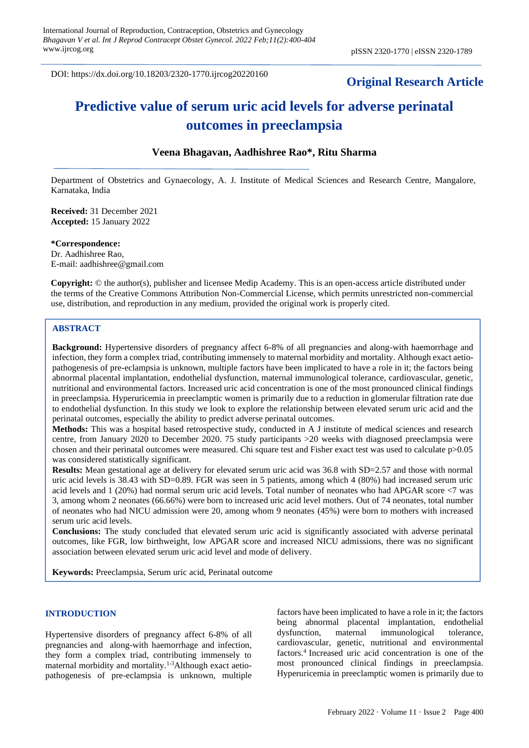DOI: https://dx.doi.org/10.18203/2320-1770.ijrcog20220160

**Original Research Article**

# Predictive value of serum uric acid levels for adverse perinatal outcomes in preeclampsia

**Veena Bhagavan, Aadhishree Rao*, Ritu Sharma**

Department of Obstetrics and Gynaecology, A. J. Institute of Medical Sciences and Research Centre, Mangalore, Karnataka, India

**Received:** 31 December 2021
**Accepted:** 15 January 2022

***Correspondence:**
Dr. Aadhishree Rao,
E-mail: aadhishree@gmail.com

**Copyright:** © the author(s), publisher and licensee Medip Academy. This is an open-access article distributed under the terms of the Creative Commons Attribution Non-Commercial License, which permits unrestricted non-commercial use, distribution, and reproduction in any medium, provided the original work is properly cited.

## ABSTRACT

**Background:** Hypertensive disorders of pregnancy affect 6-8% of all pregnancies and along-with haemorrhage and infection, they form a complex triad, contributing immensely to maternal morbidity and mortality. Although exact aetio-pathogenesis of pre-eclampsia is unknown, multiple factors have been implicated to have a role in it; the factors being abnormal placental implantation, endothelial dysfunction, maternal immunological tolerance, cardiovascular, genetic, nutritional and environmental factors. Increased uric acid concentration is one of the most pronounced clinical findings in preeclampsia. Hyperuricemia in preeclamptic women is primarily due to a reduction in glomerular filtration rate due to endothelial dysfunction. In this study we look to explore the relationship between elevated serum uric acid and the perinatal outcomes, especially the ability to predict adverse perinatal outcomes.

**Methods:** This was a hospital based retrospective study, conducted in A J institute of medical sciences and research centre, from January 2020 to December 2020. 75 study participants >20 weeks with diagnosed preeclampsia were chosen and their perinatal outcomes were measured. Chi square test and Fisher exact test was used to calculate p>0.05 was considered statistically significant.

**Results:** Mean gestational age at delivery for elevated serum uric acid was 36.8 with SD=2.57 and those with normal uric acid levels is 38.43 with SD=0.89. FGR was seen in 5 patients, among which 4 (80%) had increased serum uric acid levels and 1 (20%) had normal serum uric acid levels. Total number of neonates who had APGAR score <7 was 3, among whom 2 neonates (66.66%) were born to increased uric acid level mothers. Out of 74 neonates, total number of neonates who had NICU admission were 20, among whom 9 neonates (45%) were born to mothers with increased serum uric acid levels.

**Conclusions:** The study concluded that elevated serum uric acid is significantly associated with adverse perinatal outcomes, like FGR, low birthweight, low APGAR score and increased NICU admissions, there was no significant association between elevated serum uric acid level and mode of delivery.

**Keywords:** Preeclampsia, Serum uric acid, Perinatal outcome

## INTRODUCTION

Hypertensive disorders of pregnancy affect 6-8% of all pregnancies and along-with haemorrhage and infection, they form a complex triad, contributing immensely to maternal morbidity and mortality.[1-3] Although exact aetio-pathogenesis of pre-eclampsia is unknown, multiple factors have been implicated to have a role in it; the factors being abnormal placental implantation, endothelial dysfunction, maternal immunological tolerance, cardiovascular, genetic, nutritional and environmental factors.[4] Increased uric acid concentration is one of the most pronounced clinical findings in preeclampsia. Hyperuricemia in preeclamptic women is primarily due to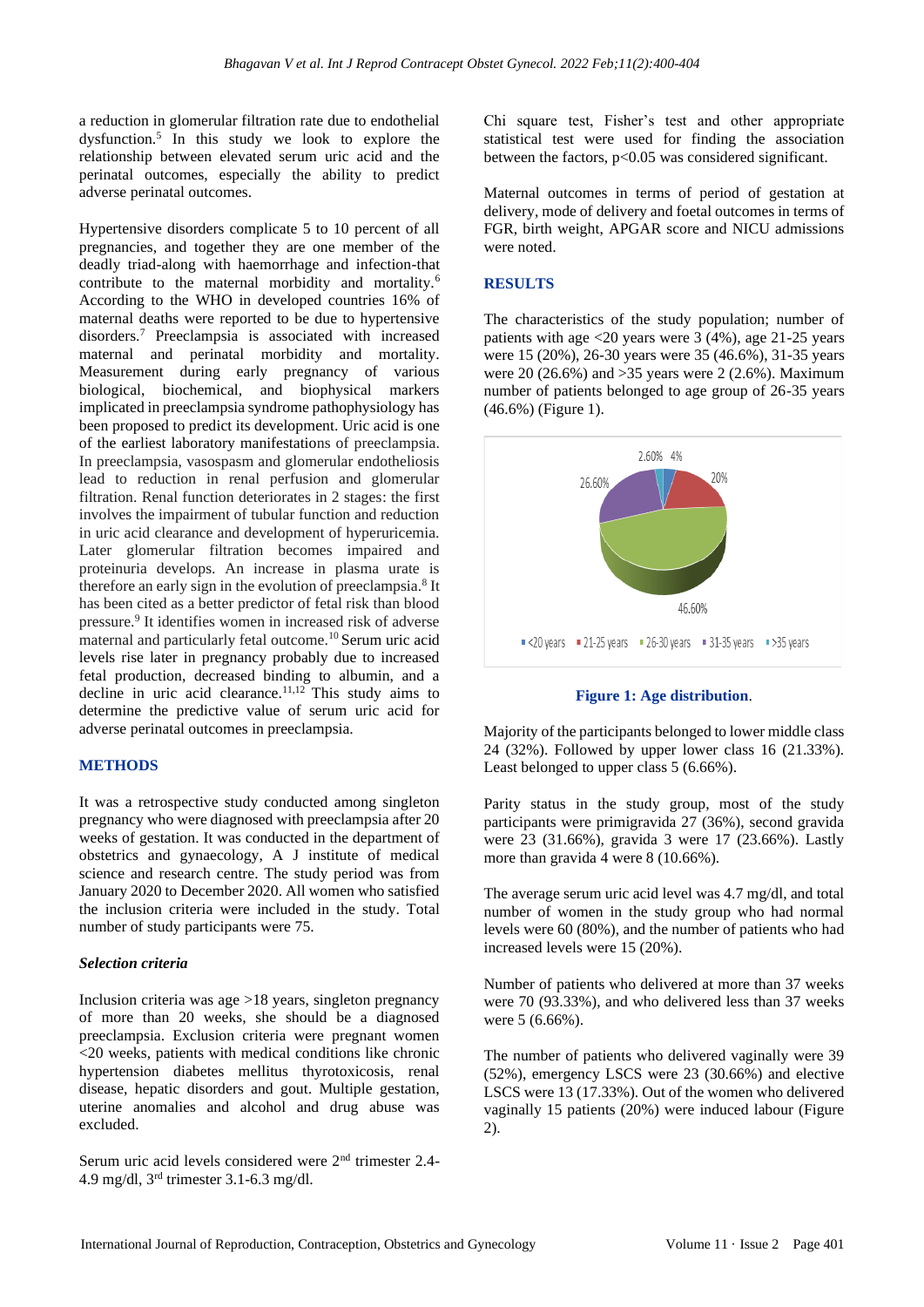a reduction in glomerular filtration rate due to endothelial dysfunction.[5] In this study we look to explore the relationship between elevated serum uric acid and the perinatal outcomes, especially the ability to predict adverse perinatal outcomes.

Hypertensive disorders complicate 5 to 10 percent of all pregnancies, and together they are one member of the deadly triad-along with haemorrhage and infection-that contribute to the maternal morbidity and mortality.[6] According to the WHO in developed countries 16% of maternal deaths were reported to be due to hypertensive disorders.[7] Preeclampsia is associated with increased maternal and perinatal morbidity and mortality. Measurement during early pregnancy of various biological, biochemical, and biophysical markers implicated in preeclampsia syndrome pathophysiology has been proposed to predict its development. Uric acid is one of the earliest laboratory manifestations of preeclampsia. In preeclampsia, vasospasm and glomerular endotheliosis lead to reduction in renal perfusion and glomerular filtration. Renal function deteriorates in 2 stages: the first involves the impairment of tubular function and reduction in uric acid clearance and development of hyperuricemia. Later glomerular filtration becomes impaired and proteinuria develops. An increase in plasma urate is therefore an early sign in the evolution of preeclampsia.[8] It has been cited as a better predictor of fetal risk than blood pressure.[9] It identifies women in increased risk of adverse maternal and particularly fetal outcome.[10] Serum uric acid levels rise later in pregnancy probably due to increased fetal production, decreased binding to albumin, and a decline in uric acid clearance.[11,12] This study aims to determine the predictive value of serum uric acid for adverse perinatal outcomes in preeclampsia.

## METHODS

It was a retrospective study conducted among singleton pregnancy who were diagnosed with preeclampsia after 20 weeks of gestation. It was conducted in the department of obstetrics and gynaecology, A J institute of medical science and research centre. The study period was from January 2020 to December 2020. All women who satisfied the inclusion criteria were included in the study. Total number of study participants were 75.

### *Selection criteria*

Inclusion criteria was age >18 years, singleton pregnancy of more than 20 weeks, she should be a diagnosed preeclampsia. Exclusion criteria were pregnant women <20 weeks, patients with medical conditions like chronic hypertension diabetes mellitus thyrotoxicosis, renal disease, hepatic disorders and gout. Multiple gestation, uterine anomalies and alcohol and drug abuse was excluded.

Serum uric acid levels considered were 2nd trimester 2.4-4.9 mg/dl, 3rd trimester 3.1-6.3 mg/dl.

Chi square test, Fisher's test and other appropriate statistical test were used for finding the association between the factors, $p<0.05$ was considered significant.

Maternal outcomes in terms of period of gestation at delivery, mode of delivery and foetal outcomes in terms of FGR, birth weight, APGAR score and NICU admissions were noted.

## RESULTS

The characteristics of the study population; number of patients with age <20 years were 3 (4%), age 21-25 years were 15 (20%), 26-30 years were 35 (46.6%), 31-35 years were 20 (26.6%) and >35 years were 2 (2.6%). Maximum number of patients belonged to age group of 26-35 years (46.6%) (Figure 1).

**Figure 1: Age distribution.**

Majority of the participants belonged to lower middle class 24 (32%). Followed by upper lower class 16 (21.33%). Least belonged to upper class 5 (6.66%).

Parity status in the study group, most of the study participants were primigravida 27 (36%), second gravida were 23 (31.66%), gravida 3 were 17 (23.66%). Lastly more than gravida 4 were 8 (10.66%).

The average serum uric acid level was 4.7 mg/dl, and total number of women in the study group who had normal levels were 60 (80%), and the number of patients who had increased levels were 15 (20%).

Number of patients who delivered at more than 37 weeks were 70 (93.33%), and who delivered less than 37 weeks were 5 (6.66%).

The number of patients who delivered vaginally were 39 (52%), emergency LSCS were 23 (30.66%) and elective LSCS were 13 (17.33%). Out of the women who delivered vaginally 15 patients (20%) were induced labour (Figure 2).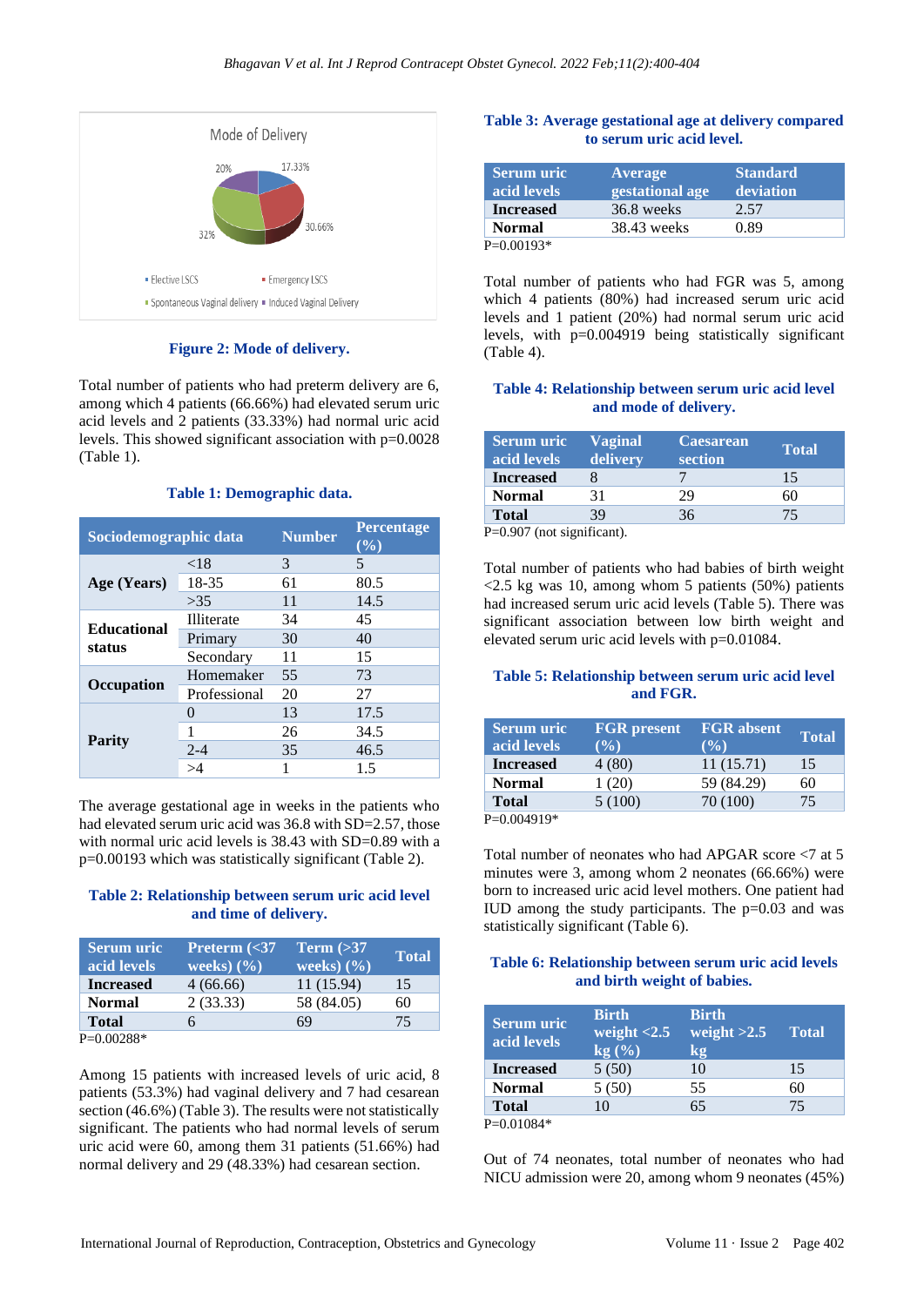Figure 2: Mode of delivery.

Total number of patients who had preterm delivery are 6, among which 4 patients (66.66%) had elevated serum uric acid levels and 2 patients (33.33%) had normal uric acid levels. This showed significant association with p=0.0028 (Table 1).

**Table 1: Demographic data.**

| Sociodemographic data | | Number | Percentage (%) |
|---|---|---|---|
| Age (Years) | <18 | 3 | 5 |
| | 18-35 | 61 | 80.5 |
| | >35 | 11 | 14.5 |
| Educational status | Illiterate | 34 | 45 |
| | Primary | 30 | 40 |
| | Secondary | 11 | 15 |
| Occupation | Homemaker | 55 | 73 |
| | Professional | 20 | 27 |
| Parity | 0 | 13 | 17.5 |
| | 1 | 26 | 34.5 |
| | 2-4 | 35 | 46.5 |
| | >4 | 1 | 1.5 |

The average gestational age in weeks in the patients who had elevated serum uric acid was 36.8 with SD=2.57, those with normal uric acid levels is 38.43 with SD=0.89 with a p=0.00193 which was statistically significant (Table 2).

**Table 2: Relationship between serum uric acid level and time of delivery.**

| Serum uric acid levels | Preterm (<37 weeks) (%) | Term (>37 weeks) (%) | Total |
|---|---|---|---|
| Increased | 4 (66.66) | 11 (15.94) | 15 |
| Normal | 2 (33.33) | 58 (84.05) | 60 |
| Total | 6 | 69 | 75 |

P=0.00288*

Among 15 patients with increased levels of uric acid, 8 patients (53.3%) had vaginal delivery and 7 had cesarean section (46.6%) (Table 3). The results were not statistically significant. The patients who had normal levels of serum uric acid were 60, among them 31 patients (51.66%) had normal delivery and 29 (48.33%) had cesarean section.

**Table 3: Average gestational age at delivery compared to serum uric acid level.**

| Serum uric acid levels | Average gestational age | Standard deviation |
|---|---|---|
| Increased | 36.8 weeks | 2.57 |
| Normal | 38.43 weeks | 0.89 |

P=0.00193*

Total number of patients who had FGR was 5, among which 4 patients (80%) had increased serum uric acid levels and 1 patient (20%) had normal serum uric acid levels, with p=0.004919 being statistically significant (Table 4).

**Table 4: Relationship between serum uric acid level and mode of delivery.**

| Serum uric acid levels | Vaginal delivery | Caesarean section | Total |
|---|---|---|---|
| Increased | 8 | 7 | 15 |
| Normal | 31 | 29 | 60 |
| Total | 39 | 36 | 75 |

P=0.907 (not significant).

Total number of patients who had babies of birth weight <2.5 kg was 10, among whom 5 patients (50%) patients had increased serum uric acid levels (Table 5). There was significant association between low birth weight and elevated serum uric acid levels with p=0.01084.

**Table 5: Relationship between serum uric acid level and FGR.**

| Serum uric acid levels | FGR present (%) | FGR absent (%) | Total |
|---|---|---|---|
| Increased | 4 (80) | 11 (15.71) | 15 |
| Normal | 1 (20) | 59 (84.29) | 60 |
| Total | 5 (100) | 70 (100) | 75 |

P=0.004919*

Total number of neonates who had APGAR score <7 at 5 minutes were 3, among whom 2 neonates (66.66%) were born to increased uric acid level mothers. One patient had IUD among the study participants. The p=0.03 and was statistically significant (Table 6).

**Table 6: Relationship between serum uric acid levels and birth weight of babies.**

| Serum uric acid levels | Birth weight <2.5 kg (%) | Birth weight >2.5 kg | Total |
|---|---|---|---|
| Increased | 5 (50) | 10 | 15 |
| Normal | 5 (50) | 55 | 60 |
| Total | 10 | 65 | 75 |

P=0.01084*

Out of 74 neonates, total number of neonates who had NICU admission were 20, among whom 9 neonates (45%)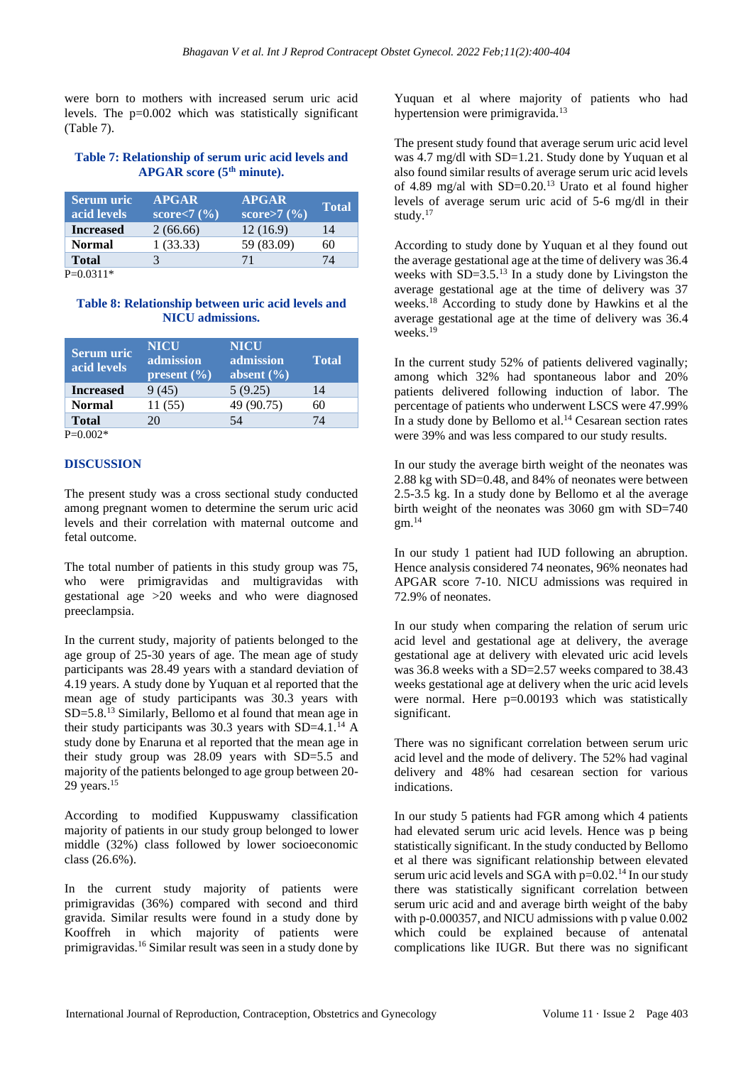were born to mothers with increased serum uric acid levels. The p=0.002 which was statistically significant (Table 7).

**Table 7: Relationship of serum uric acid levels and APGAR score (5th minute).**

| Serum uric acid levels | APGAR score<7 (%) | APGAR score>7 (%) | Total |
|---|---|---|---|
| **Increased** | 2 (66.66) | 12 (16.9) | 14 |
| **Normal** | 1 (33.33) | 59 (83.09) | 60 |
| **Total** | 3 | 71 | 74 |

P=0.0311*

**Table 8: Relationship between uric acid levels and NICU admissions.**

| Serum uric acid levels | NICU admission present (%) | NICU admission absent (%) | Total |
|---|---|---|---|
| **Increased** | 9 (45) | 5 (9.25) | 14 |
| **Normal** | 11 (55) | 49 (90.75) | 60 |
| **Total** | 20 | 54 | 74 |

P=0.002*

## DISCUSSION

The present study was a cross sectional study conducted among pregnant women to determine the serum uric acid levels and their correlation with maternal outcome and fetal outcome.

The total number of patients in this study group was 75, who were primigravidas and multigravidas with gestational age >20 weeks and who were diagnosed preeclampsia.

In the current study, majority of patients belonged to the age group of 25-30 years of age. The mean age of study participants was 28.49 years with a standard deviation of 4.19 years. A study done by Yuquan et al reported that the mean age of study participants was 30.3 years with SD=5.8.[13] Similarly, Bellomo et al found that mean age in their study participants was 30.3 years with SD=4.1.[14] A study done by Enaruna et al reported that the mean age in their study group was 28.09 years with SD=5.5 and majority of the patients belonged to age group between 20-29 years.[15]

According to modified Kuppuswamy classification majority of patients in our study group belonged to lower middle (32%) class followed by lower socioeconomic class (26.6%).

In the current study majority of patients were primigravidas (36%) compared with second and third gravida. Similar results were found in a study done by Kooffreh in which majority of patients were primigravidas.[16] Similar result was seen in a study done by Yuquan et al where majority of patients who had hypertension were primigravida.[13]

The present study found that average serum uric acid level was 4.7 mg/dl with SD=1.21. Study done by Yuquan et al also found similar results of average serum uric acid levels of 4.89 mg/al with SD=0.20.[13] Urato et al found higher levels of average serum uric acid of 5-6 mg/dl in their study.[17]

According to study done by Yuquan et al they found out the average gestational age at the time of delivery was 36.4 weeks with SD=3.5.[13] In a study done by Livingston the average gestational age at the time of delivery was 37 weeks.[18] According to study done by Hawkins et al the average gestational age at the time of delivery was 36.4 weeks.[19]

In the current study 52% of patients delivered vaginally; among which 32% had spontaneous labor and 20% patients delivered following induction of labor. The percentage of patients who underwent LSCS were 47.99% In a study done by Bellomo et al.[14] Cesarean section rates were 39% and was less compared to our study results.

In our study the average birth weight of the neonates was 2.88 kg with SD=0.48, and 84% of neonates were between 2.5-3.5 kg. In a study done by Bellomo et al the average birth weight of the neonates was 3060 gm with SD=740 gm.[14]

In our study 1 patient had IUD following an abruption. Hence analysis considered 74 neonates, 96% neonates had APGAR score 7-10. NICU admissions was required in 72.9% of neonates.

In our study when comparing the relation of serum uric acid level and gestational age at delivery, the average gestational age at delivery with elevated uric acid levels was 36.8 weeks with a SD=2.57 weeks compared to 38.43 weeks gestational age at delivery when the uric acid levels were normal. Here p=0.00193 which was statistically significant.

There was no significant correlation between serum uric acid level and the mode of delivery. The 52% had vaginal delivery and 48% had cesarean section for various indications.

In our study 5 patients had FGR among which 4 patients had elevated serum uric acid levels. Hence was p being statistically significant. In the study conducted by Bellomo et al there was significant relationship between elevated serum uric acid levels and SGA with p=0.02.[14] In our study there was statistically significant correlation between serum uric acid and and average birth weight of the baby with p-0.000357, and NICU admissions with p value 0.002 which could be explained because of antenatal complications like IUGR. But there was no significant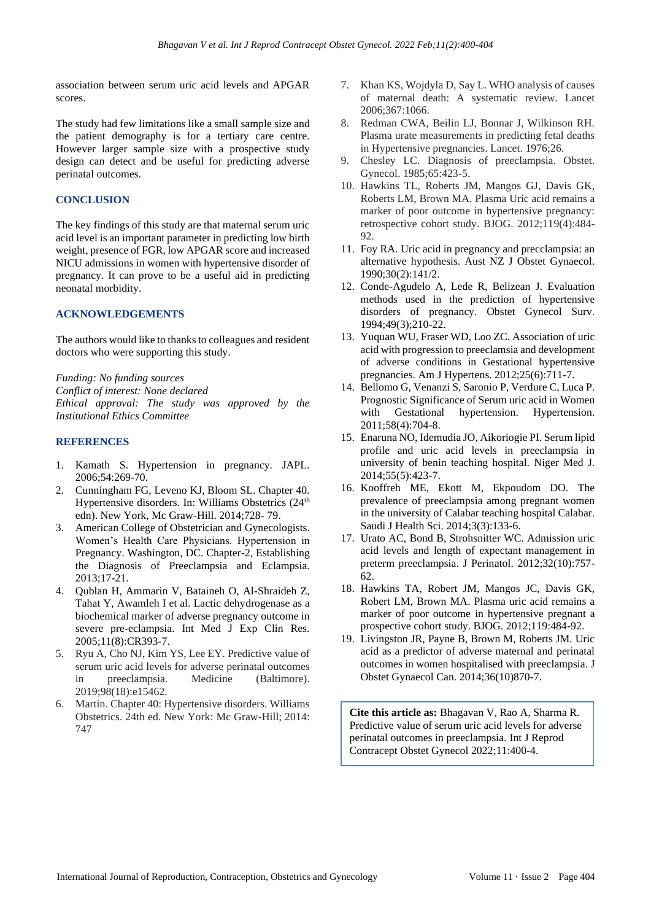association between serum uric acid levels and APGAR scores.

The study had few limitations like a small sample size and the patient demography is for a tertiary care centre. However larger sample size with a prospective study design can detect and be useful for predicting adverse perinatal outcomes.

## CONCLUSION

The key findings of this study are that maternal serum uric acid level is an important parameter in predicting low birth weight, presence of FGR, low APGAR score and increased NICU admissions in women with hypertensive disorder of pregnancy. It can prove to be a useful aid in predicting neonatal morbidity.

## ACKNOWLEDGEMENTS

The authors would like to thanks to colleagues and resident doctors who were supporting this study.

*Funding: No funding sources*
*Conflict of interest: None declared*
*Ethical approval: The study was approved by the Institutional Ethics Committee*

## REFERENCES

1. Kamath S. Hypertension in pregnancy. JAPL. 2006;54:269-70.
2. Cunningham FG, Leveno KJ, Bloom SL. Chapter 40. Hypertensive disorders. In: Williams Obstetrics (24th edn). New York, Mc Graw-Hill. 2014;728- 79.
3. American College of Obstetrician and Gynecologists. Women's Health Care Physicians. Hypertension in Pregnancy. Washington, DC. Chapter-2, Establishing the Diagnosis of Preeclampsia and Eclampsia. 2013;17-21.
4. Qublan H, Ammarin V, Bataineh O, Al-Shraideh Z, Tahat Y, Awamleh I et al. Lactic dehydrogenase as a biochemical marker of adverse pregnancy outcome in severe pre-eclampsia. Int Med J Exp Clin Res. 2005;11(8):CR393-7.
5. Ryu A, Cho NJ, Kim YS, Lee EY. Predictive value of serum uric acid levels for adverse perinatal outcomes in preeclampsia. Medicine (Baltimore). 2019;98(18):e15462.
6. Martin. Chapter 40: Hypertensive disorders. Williams Obstetrics. 24th ed. New York: Mc Graw-Hill; 2014: 747
7. Khan KS, Wojdyla D, Say L. WHO analysis of causes of maternal death: A systematic review. Lancet 2006;367:1066.
8. Redman CWA, Beilin LJ, Bonnar J, Wilkinson RH. Plasma urate measurements in predicting fetal deaths in Hypertensive pregnancies. Lancet. 1976;26.
9. Chesley LC. Diagnosis of preeclampsia. Obstet. Gynecol. 1985;65:423-5.
10. Hawkins TL, Roberts JM, Mangos GJ, Davis GK, Roberts LM, Brown MA. Plasma Uric acid remains a marker of poor outcome in hypertensive pregnancy: retrospective cohort study. BJOG. 2012;119(4):484-92.
11. Foy RA. Uric acid in pregnancy and precclampsia: an alternative hypothesis. Aust NZ J Obstet Gynaecol. 1990;30(2):141/2.
12. Conde-Agudelo A, Lede R, Belizean J. Evaluation methods used in the prediction of hypertensive disorders of pregnancy. Obstet Gynecol Surv. 1994;49(3);210-22.
13. Yuquan WU, Fraser WD, Loo ZC. Association of uric acid with progression to preeclampsia and development of adverse conditions in Gestational hypertensive pregnancies. Am J Hypertens. 2012;25(6):711-7.
14. Bellomo G, Venanzi S, Saronio P, Verdure C, Luca P. Prognostic Significance of Serum uric acid in Women with Gestational hypertension. Hypertension. 2011;58(4):704-8.
15. Enaruna NO, Idemudia JO, Aikoriogie PI. Serum lipid profile and uric acid levels in preeclampsia in university of benin teaching hospital. Niger Med J. 2014;55(5):423-7.
16. Kooffreh ME, Ekott M, Ekpoudom DO. The prevalence of preeclampsia among pregnant women in the university of Calabar teaching hospital Calabar. Saudi J Health Sci. 2014;3(3):133-6.
17. Urato AC, Bond B, Strohsnitter WC. Admission uric acid levels and length of expectant management in preterm preeclampsia. J Perinatol. 2012;32(10):757-62.
18. Hawkins TA, Robert JM, Mangos JC, Davis GK, Robert LM, Brown MA. Plasma uric acid remains a marker of poor outcome in hypertensive pregnant a prospective cohort study. BJOG. 2012;119:484-92.
19. Livingston JR, Payne B, Brown M, Roberts JM. Uric acid as a predictor of adverse maternal and perinatal outcomes in women hospitalised with preeclampsia. J Obstet Gynaecol Can. 2014;36(10)870-7.

**Cite this article as:** Bhagavan V, Rao A, Sharma R. Predictive value of serum uric acid levels for adverse perinatal outcomes in preeclampsia. Int J Reprod Contracept Obstet Gynecol 2022;11:400-4.